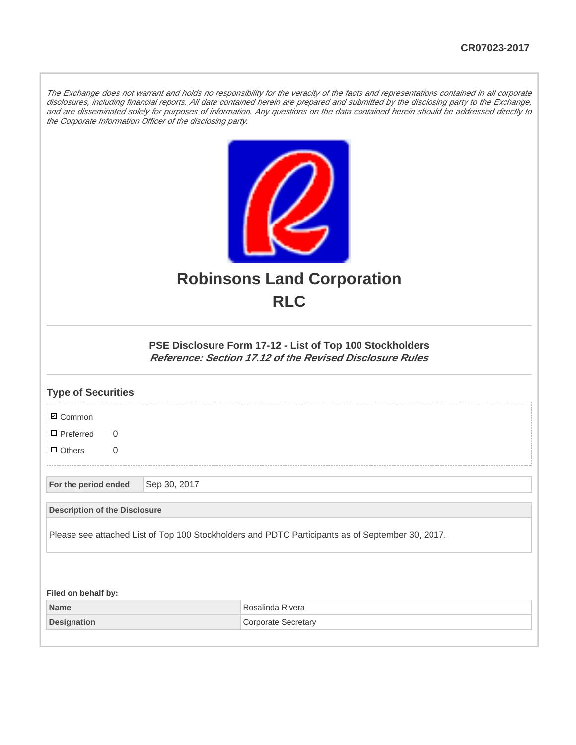CR07023-2017

*The Exchange does not warrant and holds no responsibility for the veracity of the facts and representations contained in all corporate disclosures, including financial reports. All data contained herein are prepared and submitted by the disclosing party to the Exchange, and are disseminated solely for purposes of information. Any questions on the data contained herein should be addressed directly to the Corporate Information Officer of the disclosing party.*

# Robinsons Land Corporation
# RLC

### PSE Disclosure Form 17-12 - List of Top 100 Stockholders
***Reference: Section 17.12 of the Revised Disclosure Rules***

## Type of Securities

- ☑ Common
- ☐ Preferred 0
- ☐ Others 0

| For the period ended | Sep 30, 2017 |
|---|---|

| Description of the Disclosure |
|---|
| Please see attached List of Top 100 Stockholders and PDTC Participants as of September 30, 2017. |

**Filed on behalf by:**

| Name | Rosalinda Rivera |
|---|---|
| Designation | Corporate Secretary |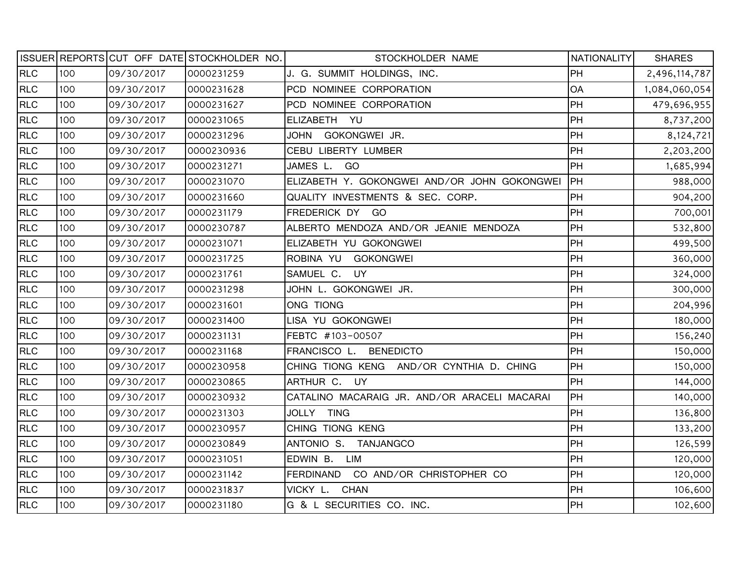| ISSUER | REPORTS | CUT OFF DATE | STOCKHOLDER NO. | STOCKHOLDER NAME | NATIONALITY | SHARES |
|---|---|---|---|---|---|---|
| RLC | 100 | 09/30/2017 | 0000231259 | J. G. SUMMIT HOLDINGS, INC. | PH | 2,496,114,787 |
| RLC | 100 | 09/30/2017 | 0000231628 | PCD NOMINEE CORPORATION | OA | 1,084,060,054 |
| RLC | 100 | 09/30/2017 | 0000231627 | PCD NOMINEE CORPORATION | PH | 479,696,955 |
| RLC | 100 | 09/30/2017 | 0000231065 | ELIZABETH YU | PH | 8,737,200 |
| RLC | 100 | 09/30/2017 | 0000231296 | JOHN GOKONGWEI JR. | PH | 8,124,721 |
| RLC | 100 | 09/30/2017 | 0000230936 | CEBU LIBERTY LUMBER | PH | 2,203,200 |
| RLC | 100 | 09/30/2017 | 0000231271 | JAMES L. GO | PH | 1,685,994 |
| RLC | 100 | 09/30/2017 | 0000231070 | ELIZABETH Y. GOKONGWEI AND/OR JOHN GOKONGWEI | PH | 988,000 |
| RLC | 100 | 09/30/2017 | 0000231660 | QUALITY INVESTMENTS & SEC. CORP. | PH | 904,200 |
| RLC | 100 | 09/30/2017 | 0000231179 | FREDERICK DY GO | PH | 700,001 |
| RLC | 100 | 09/30/2017 | 0000230787 | ALBERTO MENDOZA AND/OR JEANIE MENDOZA | PH | 532,800 |
| RLC | 100 | 09/30/2017 | 0000231071 | ELIZABETH YU GOKONGWEI | PH | 499,500 |
| RLC | 100 | 09/30/2017 | 0000231725 | ROBINA YU GOKONGWEI | PH | 360,000 |
| RLC | 100 | 09/30/2017 | 0000231761 | SAMUEL C. UY | PH | 324,000 |
| RLC | 100 | 09/30/2017 | 0000231298 | JOHN L. GOKONGWEI JR. | PH | 300,000 |
| RLC | 100 | 09/30/2017 | 0000231601 | ONG TIONG | PH | 204,996 |
| RLC | 100 | 09/30/2017 | 0000231400 | LISA YU GOKONGWEI | PH | 180,000 |
| RLC | 100 | 09/30/2017 | 0000231131 | FEBTC #103-00507 | PH | 156,240 |
| RLC | 100 | 09/30/2017 | 0000231168 | FRANCISCO L. BENEDICTO | PH | 150,000 |
| RLC | 100 | 09/30/2017 | 0000230958 | CHING TIONG KENG AND/OR CYNTHIA D. CHING | PH | 150,000 |
| RLC | 100 | 09/30/2017 | 0000230865 | ARTHUR C. UY | PH | 144,000 |
| RLC | 100 | 09/30/2017 | 0000230932 | CATALINO MACARAIG JR. AND/OR ARACELI MACARAI | PH | 140,000 |
| RLC | 100 | 09/30/2017 | 0000231303 | JOLLY TING | PH | 136,800 |
| RLC | 100 | 09/30/2017 | 0000230957 | CHING TIONG KENG | PH | 133,200 |
| RLC | 100 | 09/30/2017 | 0000230849 | ANTONIO S. TANJANGCO | PH | 126,599 |
| RLC | 100 | 09/30/2017 | 0000231051 | EDWIN B. LIM | PH | 120,000 |
| RLC | 100 | 09/30/2017 | 0000231142 | FERDINAND CO AND/OR CHRISTOPHER CO | PH | 120,000 |
| RLC | 100 | 09/30/2017 | 0000231837 | VICKY L. CHAN | PH | 106,600 |
| RLC | 100 | 09/30/2017 | 0000231180 | G & L SECURITIES CO. INC. | PH | 102,600 |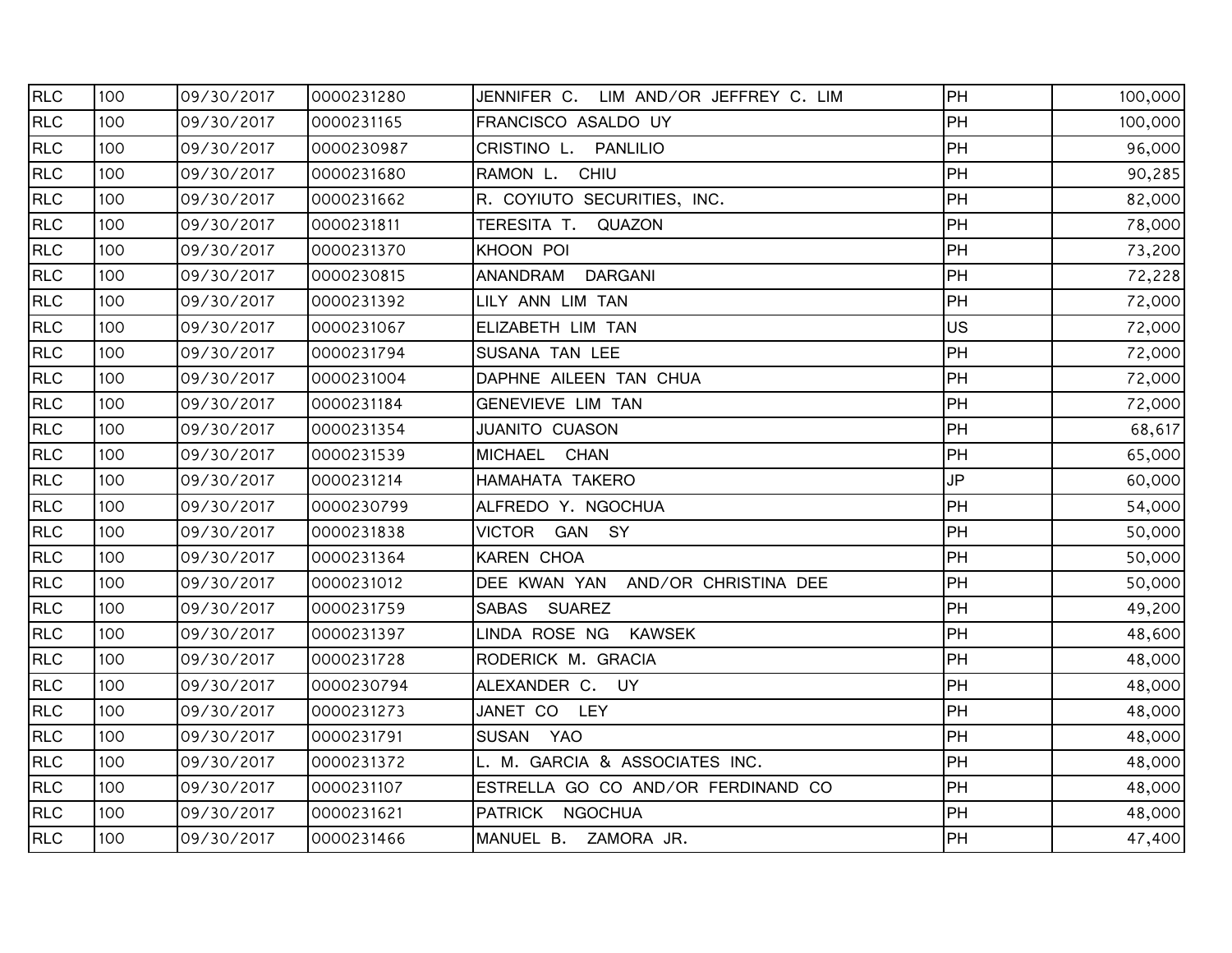| RLC | 100 | 09/30/2017 | 0000231280 | JENNIFER C. LIM AND/OR JEFFREY C. LIM | PH | 100,000 |
|---|---|---|---|---|---|---|
| RLC | 100 | 09/30/2017 | 0000231165 | FRANCISCO ASALDO UY | PH | 100,000 |
| RLC | 100 | 09/30/2017 | 0000230987 | CRISTINO L. PANLILIO | PH | 96,000 |
| RLC | 100 | 09/30/2017 | 0000231680 | RAMON L. CHIU | PH | 90,285 |
| RLC | 100 | 09/30/2017 | 0000231662 | R. COYIUTO SECURITIES, INC. | PH | 82,000 |
| RLC | 100 | 09/30/2017 | 0000231811 | TERESITA T. QUAZON | PH | 78,000 |
| RLC | 100 | 09/30/2017 | 0000231370 | KHOON POI | PH | 73,200 |
| RLC | 100 | 09/30/2017 | 0000230815 | ANANDRAM DARGANI | PH | 72,228 |
| RLC | 100 | 09/30/2017 | 0000231392 | LILY ANN LIM TAN | PH | 72,000 |
| RLC | 100 | 09/30/2017 | 0000231067 | ELIZABETH LIM TAN | US | 72,000 |
| RLC | 100 | 09/30/2017 | 0000231794 | SUSANA TAN LEE | PH | 72,000 |
| RLC | 100 | 09/30/2017 | 0000231004 | DAPHNE AILEEN TAN CHUA | PH | 72,000 |
| RLC | 100 | 09/30/2017 | 0000231184 | GENEVIEVE LIM TAN | PH | 72,000 |
| RLC | 100 | 09/30/2017 | 0000231354 | JUANITO CUASON | PH | 68,617 |
| RLC | 100 | 09/30/2017 | 0000231539 | MICHAEL CHAN | PH | 65,000 |
| RLC | 100 | 09/30/2017 | 0000231214 | HAMAHATA TAKERO | JP | 60,000 |
| RLC | 100 | 09/30/2017 | 0000230799 | ALFREDO Y. NGOCHUA | PH | 54,000 |
| RLC | 100 | 09/30/2017 | 0000231838 | VICTOR GAN SY | PH | 50,000 |
| RLC | 100 | 09/30/2017 | 0000231364 | KAREN CHOA | PH | 50,000 |
| RLC | 100 | 09/30/2017 | 0000231012 | DEE KWAN YAN AND/OR CHRISTINA DEE | PH | 50,000 |
| RLC | 100 | 09/30/2017 | 0000231759 | SABAS SUAREZ | PH | 49,200 |
| RLC | 100 | 09/30/2017 | 0000231397 | LINDA ROSE NG KAWSEK | PH | 48,600 |
| RLC | 100 | 09/30/2017 | 0000231728 | RODERICK M. GRACIA | PH | 48,000 |
| RLC | 100 | 09/30/2017 | 0000230794 | ALEXANDER C. UY | PH | 48,000 |
| RLC | 100 | 09/30/2017 | 0000231273 | JANET CO LEY | PH | 48,000 |
| RLC | 100 | 09/30/2017 | 0000231791 | SUSAN YAO | PH | 48,000 |
| RLC | 100 | 09/30/2017 | 0000231372 | L. M. GARCIA & ASSOCIATES INC. | PH | 48,000 |
| RLC | 100 | 09/30/2017 | 0000231107 | ESTRELLA GO CO AND/OR FERDINAND CO | PH | 48,000 |
| RLC | 100 | 09/30/2017 | 0000231621 | PATRICK NGOCHUA | PH | 48,000 |
| RLC | 100 | 09/30/2017 | 0000231466 | MANUEL B. ZAMORA JR. | PH | 47,400 |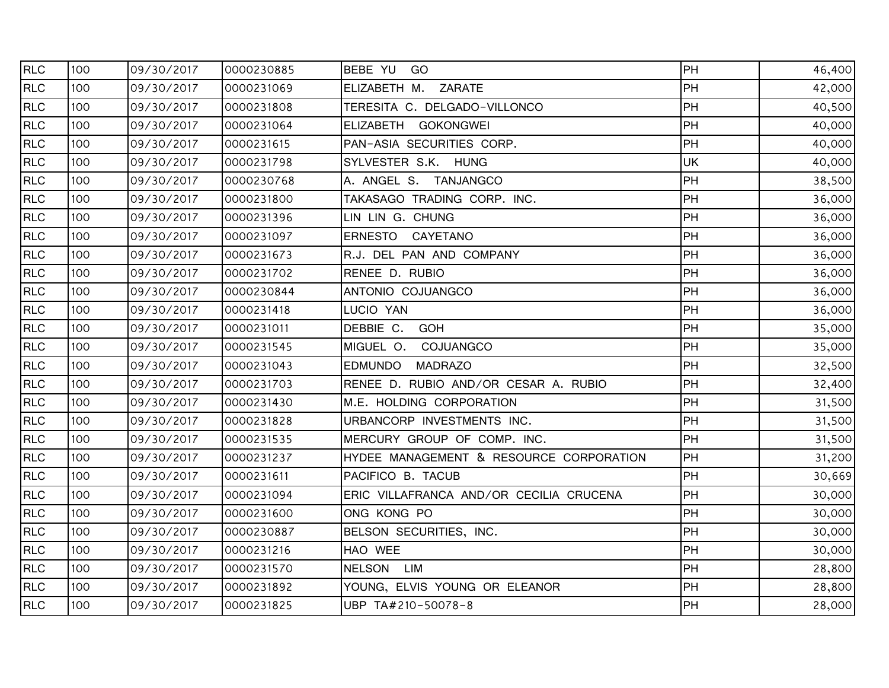| RLC | 100 | 09/30/2017 | 0000230885 | BEBE YU GO | PH | 46,400 |
|---|---|---|---|---|---|---|
| RLC | 100 | 09/30/2017 | 0000231069 | ELIZABETH M. ZARATE | PH | 42,000 |
| RLC | 100 | 09/30/2017 | 0000231808 | TERESITA C. DELGADO-VILLONCO | PH | 40,500 |
| RLC | 100 | 09/30/2017 | 0000231064 | ELIZABETH GOKONGWEI | PH | 40,000 |
| RLC | 100 | 09/30/2017 | 0000231615 | PAN-ASIA SECURITIES CORP. | PH | 40,000 |
| RLC | 100 | 09/30/2017 | 0000231798 | SYLVESTER S.K. HUNG | UK | 40,000 |
| RLC | 100 | 09/30/2017 | 0000230768 | A. ANGEL S. TANJANGCO | PH | 38,500 |
| RLC | 100 | 09/30/2017 | 0000231800 | TAKASAGO TRADING CORP. INC. | PH | 36,000 |
| RLC | 100 | 09/30/2017 | 0000231396 | LIN LIN G. CHUNG | PH | 36,000 |
| RLC | 100 | 09/30/2017 | 0000231097 | ERNESTO CAYETANO | PH | 36,000 |
| RLC | 100 | 09/30/2017 | 0000231673 | R.J. DEL PAN AND COMPANY | PH | 36,000 |
| RLC | 100 | 09/30/2017 | 0000231702 | RENEE D. RUBIO | PH | 36,000 |
| RLC | 100 | 09/30/2017 | 0000230844 | ANTONIO COJUANGCO | PH | 36,000 |
| RLC | 100 | 09/30/2017 | 0000231418 | LUCIO YAN | PH | 36,000 |
| RLC | 100 | 09/30/2017 | 0000231011 | DEBBIE C. GOH | PH | 35,000 |
| RLC | 100 | 09/30/2017 | 0000231545 | MIGUEL O. COJUANGCO | PH | 35,000 |
| RLC | 100 | 09/30/2017 | 0000231043 | EDMUNDO MADRAZO | PH | 32,500 |
| RLC | 100 | 09/30/2017 | 0000231703 | RENEE D. RUBIO AND/OR CESAR A. RUBIO | PH | 32,400 |
| RLC | 100 | 09/30/2017 | 0000231430 | M.E. HOLDING CORPORATION | PH | 31,500 |
| RLC | 100 | 09/30/2017 | 0000231828 | URBANCORP INVESTMENTS INC. | PH | 31,500 |
| RLC | 100 | 09/30/2017 | 0000231535 | MERCURY GROUP OF COMP. INC. | PH | 31,500 |
| RLC | 100 | 09/30/2017 | 0000231237 | HYDEE MANAGEMENT & RESOURCE CORPORATION | PH | 31,200 |
| RLC | 100 | 09/30/2017 | 0000231611 | PACIFICO B. TACUB | PH | 30,669 |
| RLC | 100 | 09/30/2017 | 0000231094 | ERIC VILLAFRANCA AND/OR CECILIA CRUCENA | PH | 30,000 |
| RLC | 100 | 09/30/2017 | 0000231600 | ONG KONG PO | PH | 30,000 |
| RLC | 100 | 09/30/2017 | 0000230887 | BELSON SECURITIES, INC. | PH | 30,000 |
| RLC | 100 | 09/30/2017 | 0000231216 | HAO WEE | PH | 30,000 |
| RLC | 100 | 09/30/2017 | 0000231570 | NELSON LIM | PH | 28,800 |
| RLC | 100 | 09/30/2017 | 0000231892 | YOUNG, ELVIS YOUNG OR ELEANOR | PH | 28,800 |
| RLC | 100 | 09/30/2017 | 0000231825 | UBP TA#210-50078-8 | PH | 28,000 |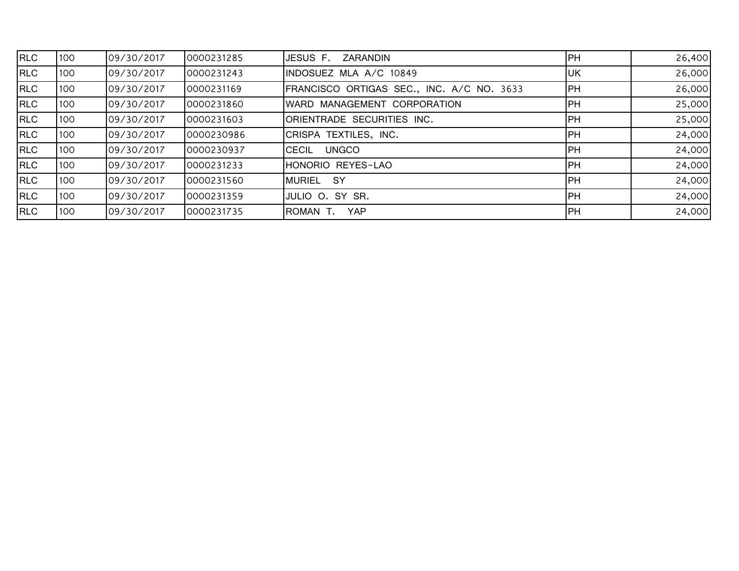| | | | | | | |
|---|---|---|---|---|---|---|
| RLC | 100 | 09/30/2017 | 0000231285 | JESUS F. ZARANDIN | PH | 26,400 |
| RLC | 100 | 09/30/2017 | 0000231243 | INDOSUEZ MLA A/C 10849 | UK | 26,000 |
| RLC | 100 | 09/30/2017 | 0000231169 | FRANCISCO ORTIGAS SEC., INC. A/C NO. 3633 | PH | 26,000 |
| RLC | 100 | 09/30/2017 | 0000231860 | WARD MANAGEMENT CORPORATION | PH | 25,000 |
| RLC | 100 | 09/30/2017 | 0000231603 | ORIENTRADE SECURITIES INC. | PH | 25,000 |
| RLC | 100 | 09/30/2017 | 0000230986 | CRISPA TEXTILES, INC. | PH | 24,000 |
| RLC | 100 | 09/30/2017 | 0000230937 | CECIL UNGCO | PH | 24,000 |
| RLC | 100 | 09/30/2017 | 0000231233 | HONORIO REYES-LAO | PH | 24,000 |
| RLC | 100 | 09/30/2017 | 0000231560 | MURIEL SY | PH | 24,000 |
| RLC | 100 | 09/30/2017 | 0000231359 | JULIO O. SY SR. | PH | 24,000 |
| RLC | 100 | 09/30/2017 | 0000231735 | ROMAN T. YAP | PH | 24,000 |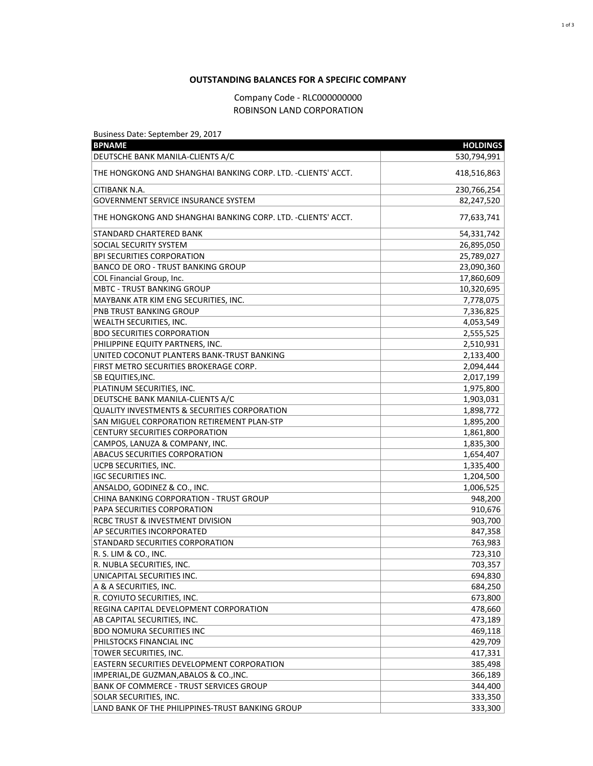**OUTSTANDING BALANCES FOR A SPECIFIC COMPANY**

Company Code - RLC000000000
ROBINSON LAND CORPORATION

Business Date: September 29, 2017

| BPNAME | HOLDINGS |
|---|---:|
| DEUTSCHE BANK MANILA-CLIENTS A/C | 530,794,991 |
| THE HONGKONG AND SHANGHAI BANKING CORP. LTD. -CLIENTS' ACCT. | 418,516,863 |
| CITIBANK N.A. | 230,766,254 |
| GOVERNMENT SERVICE INSURANCE SYSTEM | 82,247,520 |
| THE HONGKONG AND SHANGHAI BANKING CORP. LTD. -CLIENTS' ACCT. | 77,633,741 |
| STANDARD CHARTERED BANK | 54,331,742 |
| SOCIAL SECURITY SYSTEM | 26,895,050 |
| BPI SECURITIES CORPORATION | 25,789,027 |
| BANCO DE ORO - TRUST BANKING GROUP | 23,090,360 |
| COL Financial Group, Inc. | 17,860,609 |
| MBTC - TRUST BANKING GROUP | 10,320,695 |
| MAYBANK ATR KIM ENG SECURITIES, INC. | 7,778,075 |
| PNB TRUST BANKING GROUP | 7,336,825 |
| WEALTH SECURITIES, INC. | 4,053,549 |
| BDO SECURITIES CORPORATION | 2,555,525 |
| PHILIPPINE EQUITY PARTNERS, INC. | 2,510,931 |
| UNITED COCONUT PLANTERS BANK-TRUST BANKING | 2,133,400 |
| FIRST METRO SECURITIES BROKERAGE CORP. | 2,094,444 |
| SB EQUITIES,INC. | 2,017,199 |
| PLATINUM SECURITIES, INC. | 1,975,800 |
| DEUTSCHE BANK MANILA-CLIENTS A/C | 1,903,031 |
| QUALITY INVESTMENTS & SECURITIES CORPORATION | 1,898,772 |
| SAN MIGUEL CORPORATION RETIREMENT PLAN-STP | 1,895,200 |
| CENTURY SECURITIES CORPORATION | 1,861,800 |
| CAMPOS, LANUZA & COMPANY, INC. | 1,835,300 |
| ABACUS SECURITIES CORPORATION | 1,654,407 |
| UCPB SECURITIES, INC. | 1,335,400 |
| IGC SECURITIES INC. | 1,204,500 |
| ANSALDO, GODINEZ & CO., INC. | 1,006,525 |
| CHINA BANKING CORPORATION - TRUST GROUP | 948,200 |
| PAPA SECURITIES CORPORATION | 910,676 |
| RCBC TRUST & INVESTMENT DIVISION | 903,700 |
| AP SECURITIES INCORPORATED | 847,358 |
| STANDARD SECURITIES CORPORATION | 763,983 |
| R. S. LIM & CO., INC. | 723,310 |
| R. NUBLA SECURITIES, INC. | 703,357 |
| UNICAPITAL SECURITIES INC. | 694,830 |
| A & A SECURITIES, INC. | 684,250 |
| R. COYIUTO SECURITIES, INC. | 673,800 |
| REGINA CAPITAL DEVELOPMENT CORPORATION | 478,660 |
| AB CAPITAL SECURITIES, INC. | 473,189 |
| BDO NOMURA SECURITIES INC | 469,118 |
| PHILSTOCKS FINANCIAL INC | 429,709 |
| TOWER SECURITIES, INC. | 417,331 |
| EASTERN SECURITIES DEVELOPMENT CORPORATION | 385,498 |
| IMPERIAL,DE GUZMAN,ABALOS & CO.,INC. | 366,189 |
| BANK OF COMMERCE - TRUST SERVICES GROUP | 344,400 |
| SOLAR SECURITIES, INC. | 333,350 |
| LAND BANK OF THE PHILIPPINES-TRUST BANKING GROUP | 333,300 |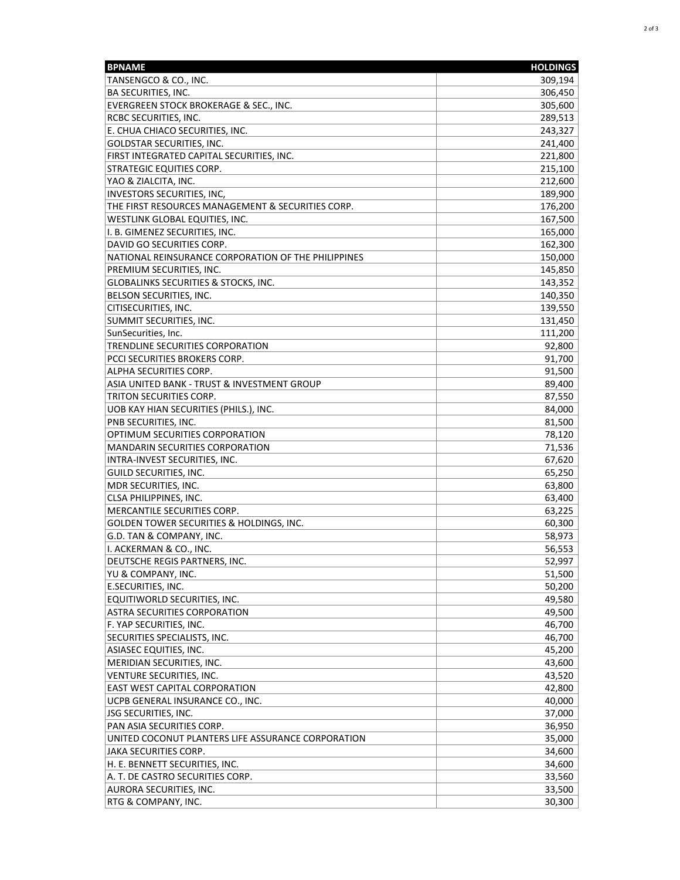| BPNAME | HOLDINGS |
|---|---|
| TANSENGCO & CO., INC. | 309,194 |
| BA SECURITIES, INC. | 306,450 |
| EVERGREEN STOCK BROKERAGE & SEC., INC. | 305,600 |
| RCBC SECURITIES, INC. | 289,513 |
| E. CHUA CHIACO SECURITIES, INC. | 243,327 |
| GOLDSTAR SECURITIES, INC. | 241,400 |
| FIRST INTEGRATED CAPITAL SECURITIES, INC. | 221,800 |
| STRATEGIC EQUITIES CORP. | 215,100 |
| YAO & ZIALCITA, INC. | 212,600 |
| INVESTORS SECURITIES, INC, | 189,900 |
| THE FIRST RESOURCES MANAGEMENT & SECURITIES CORP. | 176,200 |
| WESTLINK GLOBAL EQUITIES, INC. | 167,500 |
| I. B. GIMENEZ SECURITIES, INC. | 165,000 |
| DAVID GO SECURITIES CORP. | 162,300 |
| NATIONAL REINSURANCE CORPORATION OF THE PHILIPPINES | 150,000 |
| PREMIUM SECURITIES, INC. | 145,850 |
| GLOBALINKS SECURITIES & STOCKS, INC. | 143,352 |
| BELSON SECURITIES, INC. | 140,350 |
| CITISECURITIES, INC. | 139,550 |
| SUMMIT SECURITIES, INC. | 131,450 |
| SunSecurities, Inc. | 111,200 |
| TRENDLINE SECURITIES CORPORATION | 92,800 |
| PCCI SECURITIES BROKERS CORP. | 91,700 |
| ALPHA SECURITIES CORP. | 91,500 |
| ASIA UNITED BANK - TRUST & INVESTMENT GROUP | 89,400 |
| TRITON SECURITIES CORP. | 87,550 |
| UOB KAY HIAN SECURITIES (PHILS.), INC. | 84,000 |
| PNB SECURITIES, INC. | 81,500 |
| OPTIMUM SECURITIES CORPORATION | 78,120 |
| MANDARIN SECURITIES CORPORATION | 71,536 |
| INTRA-INVEST SECURITIES, INC. | 67,620 |
| GUILD SECURITIES, INC. | 65,250 |
| MDR SECURITIES, INC. | 63,800 |
| CLSA PHILIPPINES, INC. | 63,400 |
| MERCANTILE SECURITIES CORP. | 63,225 |
| GOLDEN TOWER SECURITIES & HOLDINGS, INC. | 60,300 |
| G.D. TAN & COMPANY, INC. | 58,973 |
| I. ACKERMAN & CO., INC. | 56,553 |
| DEUTSCHE REGIS PARTNERS, INC. | 52,997 |
| YU & COMPANY, INC. | 51,500 |
| E.SECURITIES, INC. | 50,200 |
| EQUITIWORLD SECURITIES, INC. | 49,580 |
| ASTRA SECURITIES CORPORATION | 49,500 |
| F. YAP SECURITIES, INC. | 46,700 |
| SECURITIES SPECIALISTS, INC. | 46,700 |
| ASIASEC EQUITIES, INC. | 45,200 |
| MERIDIAN SECURITIES, INC. | 43,600 |
| VENTURE SECURITIES, INC. | 43,520 |
| EAST WEST CAPITAL CORPORATION | 42,800 |
| UCPB GENERAL INSURANCE CO., INC. | 40,000 |
| JSG SECURITIES, INC. | 37,000 |
| PAN ASIA SECURITIES CORP. | 36,950 |
| UNITED COCONUT PLANTERS LIFE ASSURANCE CORPORATION | 35,000 |
| JAKA SECURITIES CORP. | 34,600 |
| H. E. BENNETT SECURITIES, INC. | 34,600 |
| A. T. DE CASTRO SECURITIES CORP. | 33,560 |
| AURORA SECURITIES, INC. | 33,500 |
| RTG & COMPANY, INC. | 30,300 |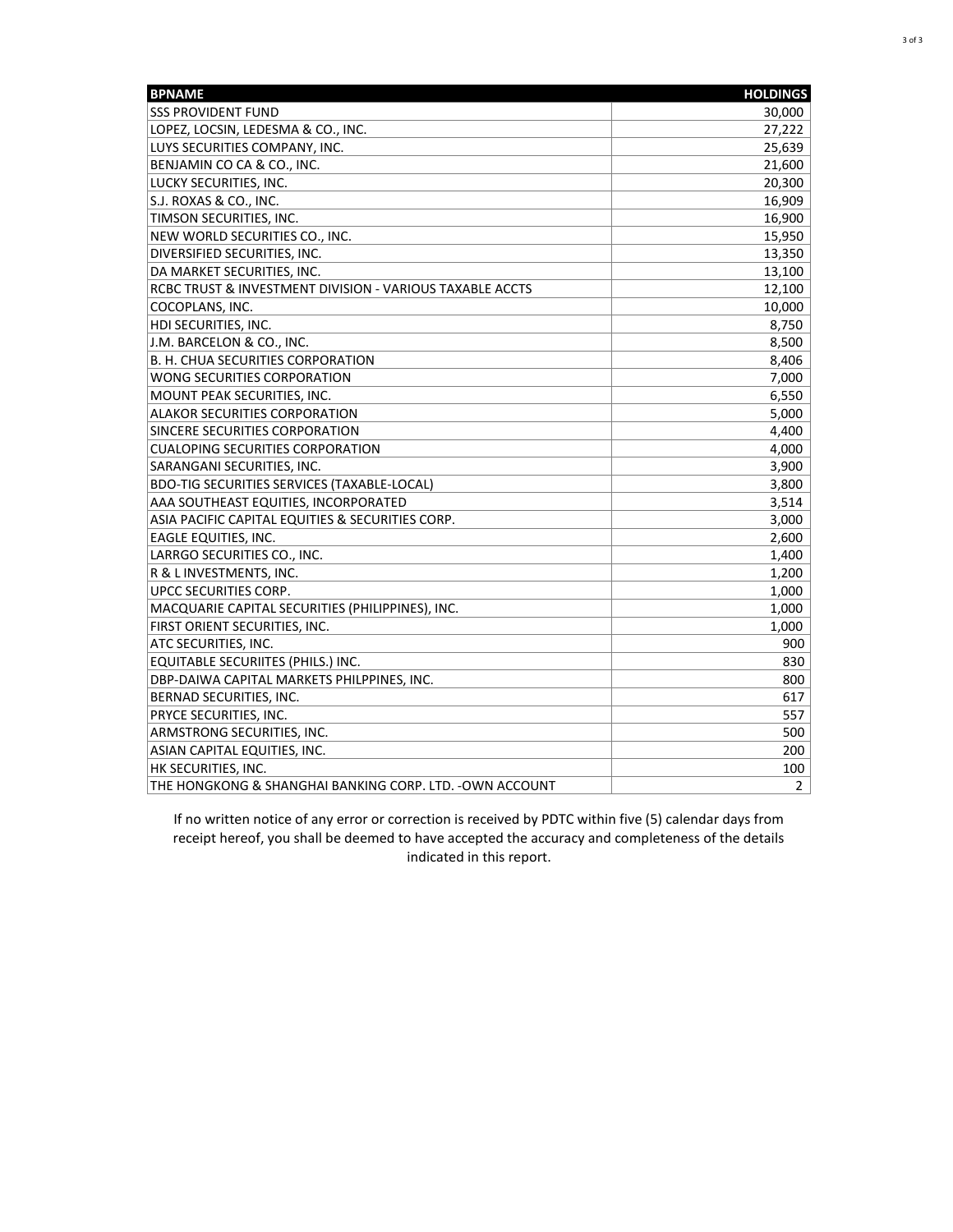| BPNAME | HOLDINGS |
|---|---|
| SSS PROVIDENT FUND | 30,000 |
| LOPEZ, LOCSIN, LEDESMA & CO., INC. | 27,222 |
| LUYS SECURITIES COMPANY, INC. | 25,639 |
| BENJAMIN CO CA & CO., INC. | 21,600 |
| LUCKY SECURITIES, INC. | 20,300 |
| S.J. ROXAS & CO., INC. | 16,909 |
| TIMSON SECURITIES, INC. | 16,900 |
| NEW WORLD SECURITIES CO., INC. | 15,950 |
| DIVERSIFIED SECURITIES, INC. | 13,350 |
| DA MARKET SECURITIES, INC. | 13,100 |
| RCBC TRUST & INVESTMENT DIVISION - VARIOUS TAXABLE ACCTS | 12,100 |
| COCOPLANS, INC. | 10,000 |
| HDI SECURITIES, INC. | 8,750 |
| J.M. BARCELON & CO., INC. | 8,500 |
| B. H. CHUA SECURITIES CORPORATION | 8,406 |
| WONG SECURITIES CORPORATION | 7,000 |
| MOUNT PEAK SECURITIES, INC. | 6,550 |
| ALAKOR SECURITIES CORPORATION | 5,000 |
| SINCERE SECURITIES CORPORATION | 4,400 |
| CUALOPING SECURITIES CORPORATION | 4,000 |
| SARANGANI SECURITIES, INC. | 3,900 |
| BDO-TIG SECURITIES SERVICES (TAXABLE-LOCAL) | 3,800 |
| AAA SOUTHEAST EQUITIES, INCORPORATED | 3,514 |
| ASIA PACIFIC CAPITAL EQUITIES & SECURITIES CORP. | 3,000 |
| EAGLE EQUITIES, INC. | 2,600 |
| LARRGO SECURITIES CO., INC. | 1,400 |
| R & L INVESTMENTS, INC. | 1,200 |
| UPCC SECURITIES CORP. | 1,000 |
| MACQUARIE CAPITAL SECURITIES (PHILIPPINES), INC. | 1,000 |
| FIRST ORIENT SECURITIES, INC. | 1,000 |
| ATC SECURITIES, INC. | 900 |
| EQUITABLE SECURIITES (PHILS.) INC. | 830 |
| DBP-DAIWA CAPITAL MARKETS PHILPPINES, INC. | 800 |
| BERNAD SECURITIES, INC. | 617 |
| PRYCE SECURITIES, INC. | 557 |
| ARMSTRONG SECURITIES, INC. | 500 |
| ASIAN CAPITAL EQUITIES, INC. | 200 |
| HK SECURITIES, INC. | 100 |
| THE HONGKONG & SHANGHAI BANKING CORP. LTD. -OWN ACCOUNT | 2 |

If no written notice of any error or correction is received by PDTC within five (5) calendar days from receipt hereof, you shall be deemed to have accepted the accuracy and completeness of the details indicated in this report.